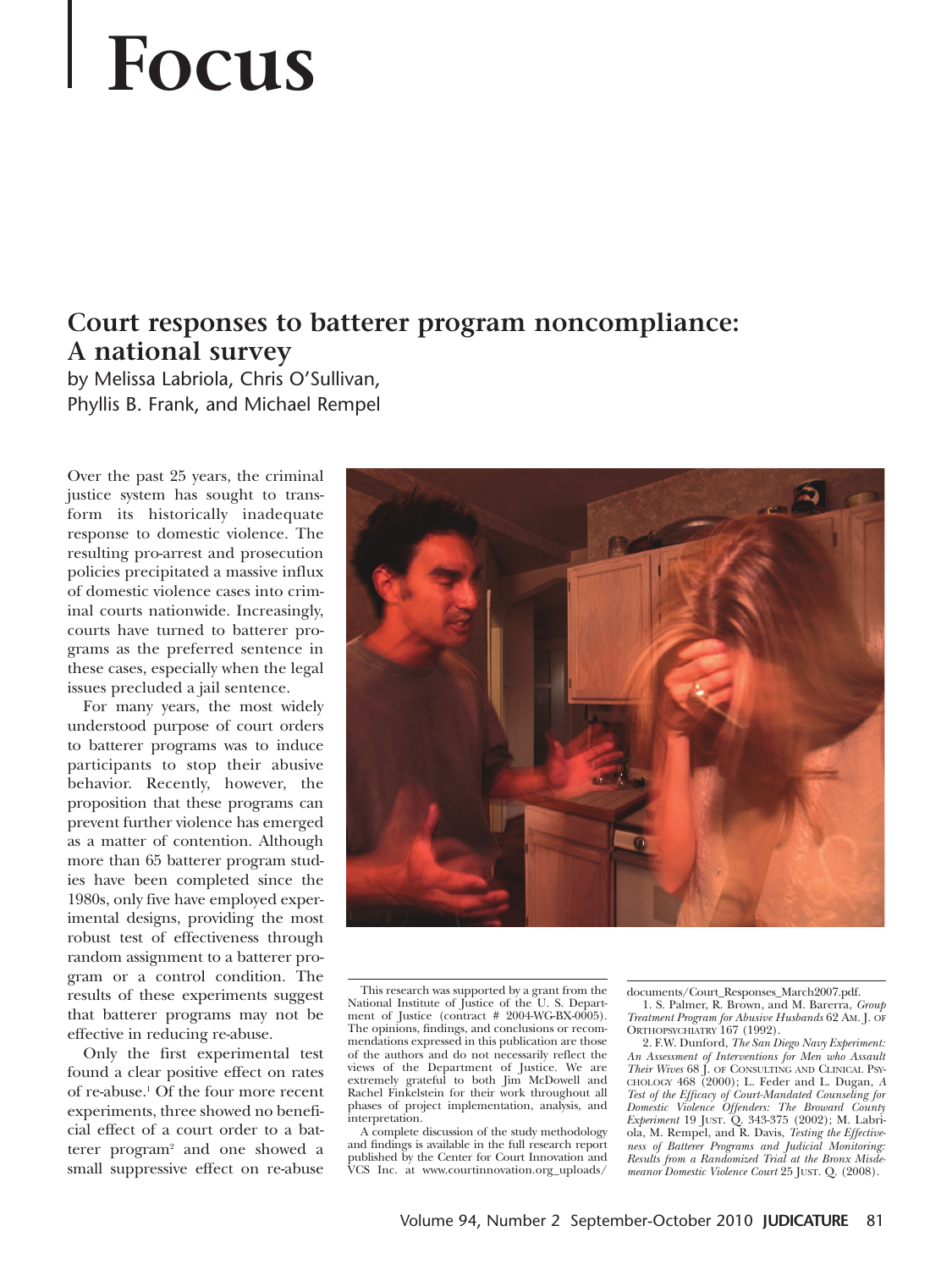# Focus

## Court responses to batterer program noncompliance: A national survey

by Melissa Labriola, Chris O'Sullivan, Phyllis B. Frank, and Michael Rempel

Over the past 25 years, the criminal justice system has sought to transform its historically inadequate response to domestic violence. The resulting pro-arrest and prosecution policies precipitated a massive influx of domestic violence cases into criminal courts nationwide. Increasingly, courts have turned to batterer programs as the preferred sentence in these cases, especially when the legal issues precluded a jail sentence.

For many years, the most widely understood purpose of court orders to batterer programs was to induce participants to stop their abusive behavior. Recently, however, the proposition that these programs can prevent further violence has emerged as a matter of contention. Although more than 65 batterer program studies have been completed since the 1980s, only five have employed experimental designs, providing the most robust test of effectiveness through random assignment to a batterer program or a control condition. The results of these experiments suggest that batterer programs may not be effective in reducing re-abuse.

Only the first experimental test found a clear positive effect on rates of re-abuse.[1] Of the four more recent experiments, three showed no beneficial effect of a court order to a batterer program[2] and one showed a small suppressive effect on re-abuse

---

This research was supported by a grant from the National Institute of Justice of the U. S. Department of Justice (contract # 2004-WG-BX-0005). The opinions, findings, and conclusions or recommendations expressed in this publication are those of the authors and do not necessarily reflect the views of the Department of Justice. We are extremely grateful to both Jim McDowell and Rachel Finkelstein for their work throughout all phases of project implementation, analysis, and interpretation.

A complete discussion of the study methodology and findings is available in the full research report published by the Center for Court Innovation and VCS Inc. at www.courtinnovation.org_uploads/documents/Court_Responses_March2007.pdf.

1. S. Palmer, R. Brown, and M. Barerra, *Group Treatment Program for Abusive Husbands* 62 AM. J. OF ORTHOPSYCHIATRY 167 (1992).

2. F.W. Dunford, *The San Diego Navy Experiment: An Assessment of Interventions for Men who Assault Their Wives* 68 J. OF CONSULTING AND CLINICAL PSYCHOLOGY 468 (2000); L. Feder and L. Dugan, *A Test of the Efficacy of Court-Mandated Counseling for Domestic Violence Offenders: The Broward County Experiment* 19 JUST. Q. 343-375 (2002); M. Labriola, M. Rempel, and R. Davis, *Testing the Effectiveness of Batterer Programs and Judicial Monitoring: Results from a Randomized Trial at the Bronx Misdemeanor Domestic Violence Court* 25 JUST. Q. (2008).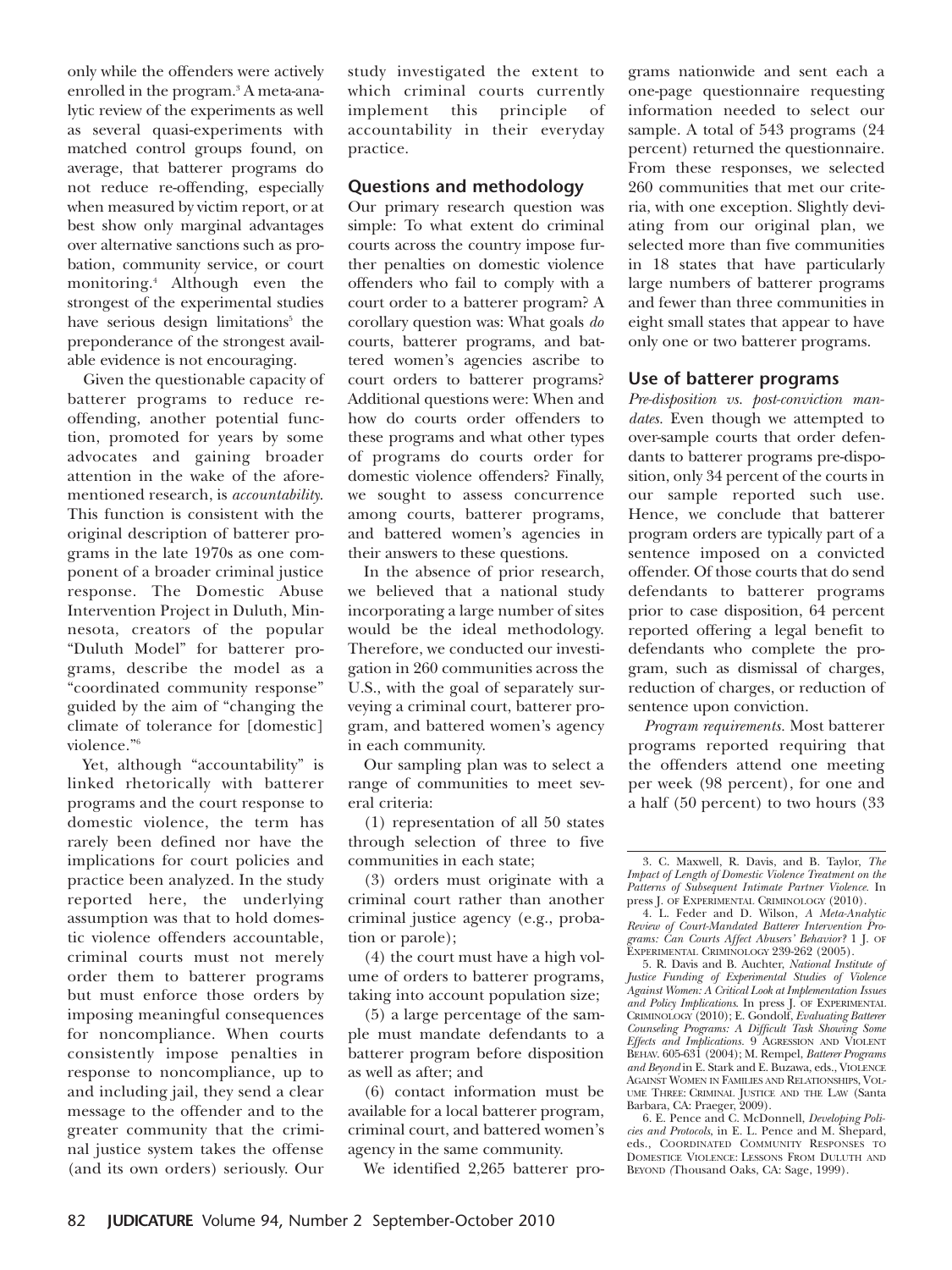only while the offenders were actively enrolled in the program.[3] A meta-analytic review of the experiments as well as several quasi-experiments with matched control groups found, on average, that batterer programs do not reduce re-offending, especially when measured by victim report, or at best show only marginal advantages over alternative sanctions such as probation, community service, or court monitoring.[4] Although even the strongest of the experimental studies have serious design limitations[5] the preponderance of the strongest available evidence is not encouraging.

Given the questionable capacity of batterer programs to reduce re-offending, another potential function, promoted for years by some advocates and gaining broader attention in the wake of the aforementioned research, is *accountability*. This function is consistent with the original description of batterer programs in the late 1970s as one component of a broader criminal justice response. The Domestic Abuse Intervention Project in Duluth, Minnesota, creators of the popular "Duluth Model" for batterer programs, describe the model as a "coordinated community response" guided by the aim of "changing the climate of tolerance for [domestic] violence."[6]

Yet, although "accountability" is linked rhetorically with batterer programs and the court response to domestic violence, the term has rarely been defined nor have the implications for court policies and practice been analyzed. In the study reported here, the underlying assumption was that to hold domestic violence offenders accountable, criminal courts must not merely order them to batterer programs but must enforce those orders by imposing meaningful consequences for noncompliance. When courts consistently impose penalties in response to noncompliance, up to and including jail, they send a clear message to the offender and to the greater community that the criminal justice system takes the offense (and its own orders) seriously. Our study investigated the extent to which criminal courts currently implement this principle of accountability in their everyday practice.

## Questions and methodology

Our primary research question was simple: To what extent do criminal courts across the country impose further penalties on domestic violence offenders who fail to comply with a court order to a batterer program? A corollary question was: What goals *do* courts, batterer programs, and battered women's agencies ascribe to court orders to batterer programs? Additional questions were: When and how do courts order offenders to these programs and what other types of programs do courts order for domestic violence offenders? Finally, we sought to assess concurrence among courts, batterer programs, and battered women's agencies in their answers to these questions.

In the absence of prior research, we believed that a national study incorporating a large number of sites would be the ideal methodology. Therefore, we conducted our investigation in 260 communities across the U.S., with the goal of separately surveying a criminal court, batterer program, and battered women's agency in each community.

Our sampling plan was to select a range of communities to meet several criteria:

(1) representation of all 50 states through selection of three to five communities in each state;

(3) orders must originate with a criminal court rather than another criminal justice agency (e.g., probation or parole);

(4) the court must have a high volume of orders to batterer programs, taking into account population size;

(5) a large percentage of the sample must mandate defendants to a batterer program before disposition as well as after; and

(6) contact information must be available for a local batterer program, criminal court, and battered women's agency in the same community.

We identified 2,265 batterer programs nationwide and sent each a one-page questionnaire requesting information needed to select our sample. A total of 543 programs (24 percent) returned the questionnaire. From these responses, we selected 260 communities that met our criteria, with one exception. Slightly deviating from our original plan, we selected more than five communities in 18 states that have particularly large numbers of batterer programs and fewer than three communities in eight small states that appear to have only one or two batterer programs.

## Use of batterer programs

*Pre-disposition vs. post-conviction mandates.* Even though we attempted to over-sample courts that order defendants to batterer programs pre-disposition, only 34 percent of the courts in our sample reported such use. Hence, we conclude that batterer program orders are typically part of a sentence imposed on a convicted offender. Of those courts that do send defendants to batterer programs prior to case disposition, 64 percent reported offering a legal benefit to defendants who complete the program, such as dismissal of charges, reduction of charges, or reduction of sentence upon conviction.

*Program requirements.* Most batterer programs reported requiring that the offenders attend one meeting per week (98 percent), for one and a half (50 percent) to two hours (33

---

3. C. Maxwell, R. Davis, and B. Taylor, *The Impact of Length of Domestic Violence Treatment on the Patterns of Subsequent Intimate Partner Violence*. In press J. OF EXPERIMENTAL CRIMINOLOGY (2010).

4. L. Feder and D. Wilson, *A Meta-Analytic Review of Court-Mandated Batterer Intervention Programs: Can Courts Affect Abusers' Behavior?* 1 J. OF EXPERIMENTAL CRIMINOLOGY 239-262 (2005).

5. R. Davis and B. Auchter, *National Institute of Justice Funding of Experimental Studies of Violence Against Women: A Critical Look at Implementation Issues and Policy Implications*. In press J. OF EXPERIMENTAL CRIMINOLOGY (2010); E. Gondolf, *Evaluating Batterer Counseling Programs: A Difficult Task Showing Some Effects and Implications*. 9 AGRESSION AND VIOLENT BEHAV. 605-631 (2004); M. Rempel, *Batterer Programs and Beyond* in E. Stark and E. Buzawa, eds., VIOLENCE AGAINST WOMEN IN FAMILIES AND RELATIONSHIPS, VOLUME THREE: CRIMINAL JUSTICE AND THE LAW (Santa Barbara, CA: Praeger, 2009).

6. E. Pence and C. McDonnell, *Developing Policies and Protocols*, in E. L. Pence and M. Shepard, eds., COORDINATED COMMUNITY RESPONSES TO DOMESTIC VIOLENCE: LESSONS FROM DULUTH AND BEYOND (Thousand Oaks, CA: Sage, 1999).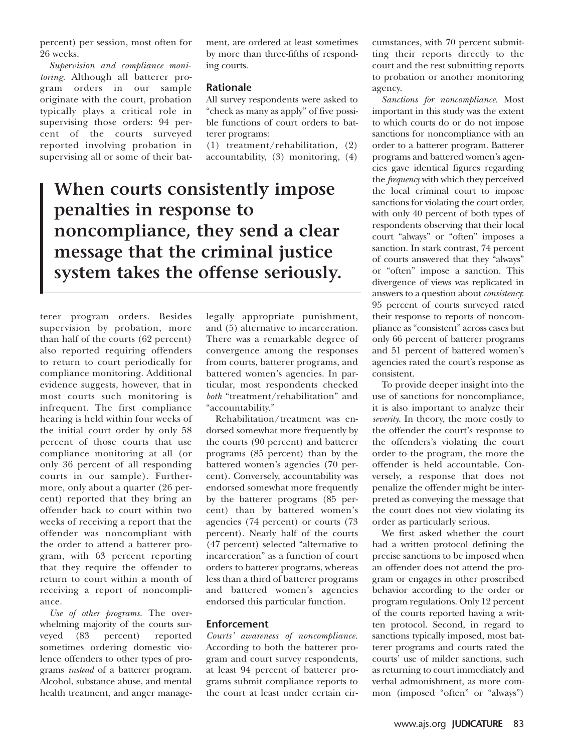percent) per session, most often for 26 weeks.

*Supervision and compliance monitoring.* Although all batterer program orders in our sample originate with the court, probation typically plays a critical role in supervising those orders: 94 percent of the courts surveyed reported involving probation in supervising all or some of their batterer program orders. Besides supervision by probation, more than half of the courts (62 percent) also reported requiring offenders to return to court periodically for compliance monitoring. Additional evidence suggests, however, that in most courts such monitoring is infrequent. The first compliance hearing is held within four weeks of the initial court order by only 58 percent of those courts that use compliance monitoring at all (or only 36 percent of all responding courts in our sample). Furthermore, only about a quarter (26 percent) reported that they bring an offender back to court within two weeks of receiving a report that the offender was noncompliant with the order to attend a batterer program, with 63 percent reporting that they require the offender to return to court within a month of receiving a report of noncompliance.

*Use of other programs.* The overwhelming majority of the courts surveyed (83 percent) reported sometimes ordering domestic violence offenders to other types of programs *instead* of a batterer program. Alcohol, substance abuse, and mental health treatment, and anger management, are ordered at least sometimes by more than three-fifths of responding courts.

## Rationale

All survey respondents were asked to "check as many as apply" of five possible functions of court orders to batterer programs: (1) treatment/rehabilitation, (2) accountability, (3) monitoring, (4) legally appropriate punishment, and (5) alternative to incarceration. There was a remarkable degree of convergence among the responses from courts, batterer programs, and battered women's agencies. In particular, most respondents checked *both* "treatment/rehabilitation" and "accountability."

**When courts consistently impose penalties in response to noncompliance, they send a clear message that the criminal justice system takes the offense seriously.**

Rehabilitation/treatment was endorsed somewhat more frequently by the courts (90 percent) and batterer programs (85 percent) than by the battered women's agencies (70 percent). Conversely, accountability was endorsed somewhat more frequently by the batterer programs (85 percent) than by battered women's agencies (74 percent) or courts (73 percent). Nearly half of the courts (47 percent) selected "alternative to incarceration" as a function of court orders to batterer programs, whereas less than a third of batterer programs and battered women's agencies endorsed this particular function.

## Enforcement

*Courts' awareness of noncompliance.* According to both the batterer program and court survey respondents, at least 94 percent of batterer programs submit compliance reports to the court at least under certain circumstances, with 70 percent submitting their reports directly to the court and the rest submitting reports to probation or another monitoring agency.

*Sanctions for noncompliance.* Most important in this study was the extent to which courts do or do not impose sanctions for noncompliance with an order to a batterer program. Batterer programs and battered women's agencies gave identical figures regarding the *frequency* with which they perceived the local criminal court to impose sanctions for violating the court order, with only 40 percent of both types of respondents observing that their local court "always" or "often" imposes a sanction. In stark contrast, 74 percent of courts answered that they "always" or "often" impose a sanction. This divergence of views was replicated in answers to a question about *consistency*: 95 percent of courts surveyed rated their response to reports of noncompliance as "consistent" across cases but only 66 percent of batterer programs and 51 percent of battered women's agencies rated the court's response as consistent.

To provide deeper insight into the use of sanctions for noncompliance, it is also important to analyze their *severity*. In theory, the more costly to the offender the court's response to the offenders's violating the court order to the program, the more the offender is held accountable. Conversely, a response that does not penalize the offender might be interpreted as conveying the message that the court does not view violating its order as particularly serious.

We first asked whether the court had a written protocol defining the precise sanctions to be imposed when an offender does not attend the program or engages in other proscribed behavior according to the order or program regulations. Only 12 percent of the courts reported having a written protocol. Second, in regard to sanctions typically imposed, most batterer programs and courts rated the courts' use of milder sanctions, such as returning to court immediately and verbal admonishment, as more common (imposed "often" or "always")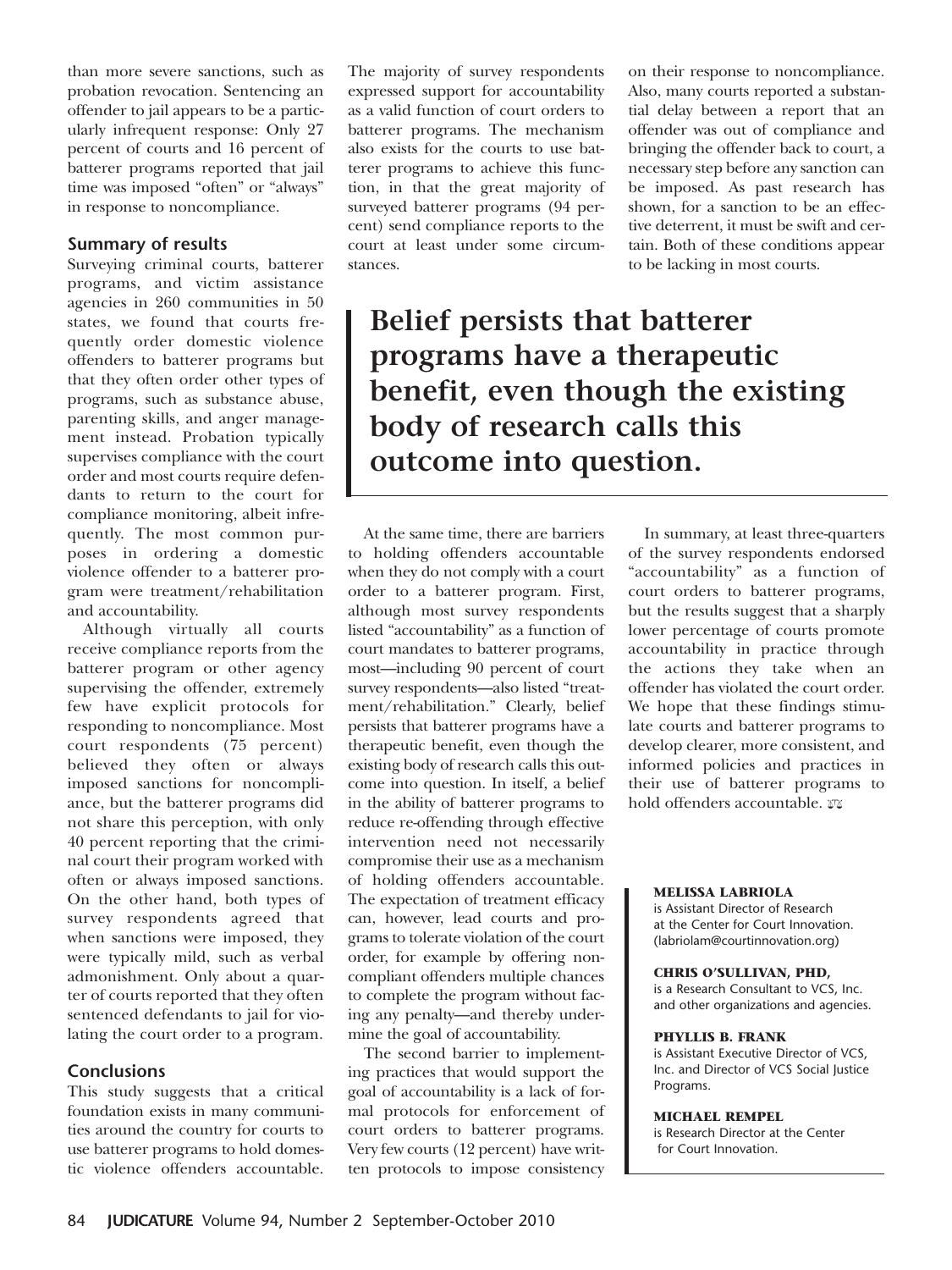than more severe sanctions, such as probation revocation. Sentencing an offender to jail appears to be a particularly infrequent response: Only 27 percent of courts and 16 percent of batterer programs reported that jail time was imposed "often" or "always" in response to noncompliance.

## Summary of results

Surveying criminal courts, batterer programs, and victim assistance agencies in 260 communities in 50 states, we found that courts frequently order domestic violence offenders to batterer programs but that they often order other types of programs, such as substance abuse, parenting skills, and anger management instead. Probation typically supervises compliance with the court order and most courts require defendants to return to the court for compliance monitoring, albeit infrequently. The most common purposes in ordering a domestic violence offender to a batterer program were treatment/rehabilitation and accountability.

Although virtually all courts receive compliance reports from the batterer program or other agency supervising the offender, extremely few have explicit protocols for responding to noncompliance. Most court respondents (75 percent) believed they often or always imposed sanctions for noncompliance, but the batterer programs did not share this perception, with only 40 percent reporting that the criminal court their program worked with often or always imposed sanctions. On the other hand, both types of survey respondents agreed that when sanctions were imposed, they were typically mild, such as verbal admonishment. Only about a quarter of courts reported that they often sentenced defendants to jail for violating the court order to a program.

## Conclusions

This study suggests that a critical foundation exists in many communities around the country for courts to use batterer programs to hold domestic violence offenders accountable. The majority of survey respondents expressed support for accountability as a valid function of court orders to batterer programs. The mechanism also exists for the courts to use batterer programs to achieve this function, in that the great majority of surveyed batterer programs (94 percent) send compliance reports to the court at least under some circumstances.

At the same time, there are barriers to holding offenders accountable when they do not comply with a court order to a batterer program. First, although most survey respondents listed "accountability" as a function of court mandates to batterer programs, most—including 90 percent of court survey respondents—also listed "treatment/rehabilitation." Clearly, belief persists that batterer programs have a therapeutic benefit, even though the existing body of research calls this outcome into question. In itself, a belief in the ability of batterer programs to reduce re-offending through effective intervention need not necessarily compromise their use as a mechanism of holding offenders accountable. The expectation of treatment efficacy can, however, lead courts and programs to tolerate violation of the court order, for example by offering noncompliant offenders multiple chances to complete the program without facing any penalty—and thereby undermine the goal of accountability.

The second barrier to implementing practices that would support the goal of accountability is a lack of formal protocols for enforcement of court orders to batterer programs. Very few courts (12 percent) have written protocols to impose consistency on their response to noncompliance. Also, many courts reported a substantial delay between a report that an offender was out of compliance and bringing the offender back to court, a necessary step before any sanction can be imposed. As past research has shown, for a sanction to be an effective deterrent, it must be swift and certain. Both of these conditions appear to be lacking in most courts.

**Belief persists that batterer programs have a therapeutic benefit, even though the existing body of research calls this outcome into question.**

In summary, at least three-quarters of the survey respondents endorsed "accountability" as a function of court orders to batterer programs, but the results suggest that a sharply lower percentage of courts promote accountability in practice through the actions they take when an offender has violated the court order. We hope that these findings stimulate courts and batterer programs to develop clearer, more consistent, and informed policies and practices in their use of batterer programs to hold offenders accountable.

**MELISSA LABRIOLA** is Assistant Director of Research at the Center for Court Innovation. (labriolam@courtinnovation.org)

**CHRIS O'SULLIVAN, PHD,** is a Research Consultant to VCS, Inc. and other organizations and agencies.

**PHYLLIS B. FRANK** is Assistant Executive Director of VCS, Inc. and Director of VCS Social Justice Programs.

**MICHAEL REMPEL** is Research Director at the Center for Court Innovation.